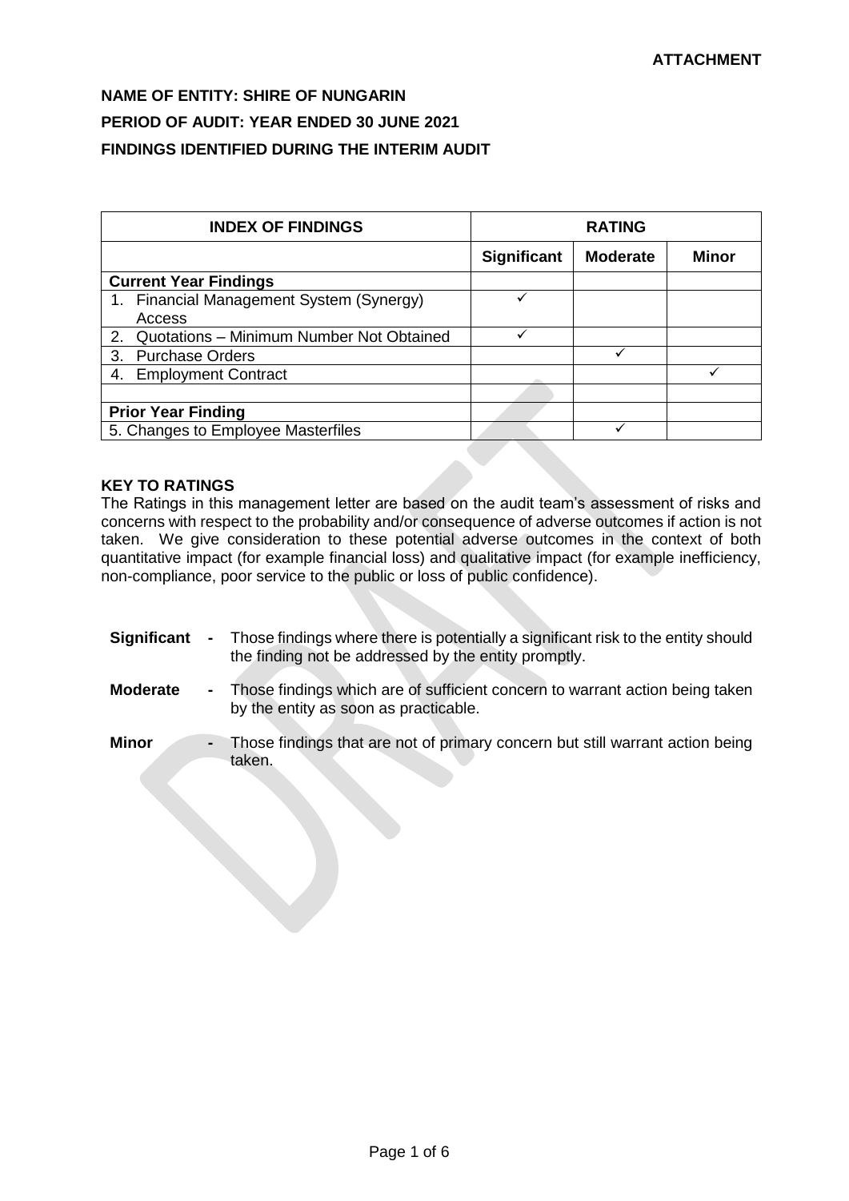**ATTACHMENT**

**NAME OF ENTITY: SHIRE OF NUNGARIN**

**PERIOD OF AUDIT: YEAR ENDED 30 JUNE 2021**

**FINDINGS IDENTIFIED DURING THE INTERIM AUDIT**

| INDEX OF FINDINGS | RATING | | |
|---|---|---|---|
| | **Significant** | **Moderate** | **Minor** |
| **Current Year Findings** | | | |
| 1. Financial Management System (Synergy) Access | ✓ | | |
| 2. Quotations – Minimum Number Not Obtained | ✓ | | |
| 3. Purchase Orders | | ✓ | |
| 4. Employment Contract | | | ✓ |
| | | | |
| **Prior Year Finding** | | | |
| 5. Changes to Employee Masterfiles | | ✓ | |

**KEY TO RATINGS**

The Ratings in this management letter are based on the audit team's assessment of risks and concerns with respect to the probability and/or consequence of adverse outcomes if action is not taken. We give consideration to these potential adverse outcomes in the context of both quantitative impact (for example financial loss) and qualitative impact (for example inefficiency, non-compliance, poor service to the public or loss of public confidence).

**Significant** - Those findings where there is potentially a significant risk to the entity should the finding not be addressed by the entity promptly.

**Moderate** - Those findings which are of sufficient concern to warrant action being taken by the entity as soon as practicable.

**Minor** - Those findings that are not of primary concern but still warrant action being taken.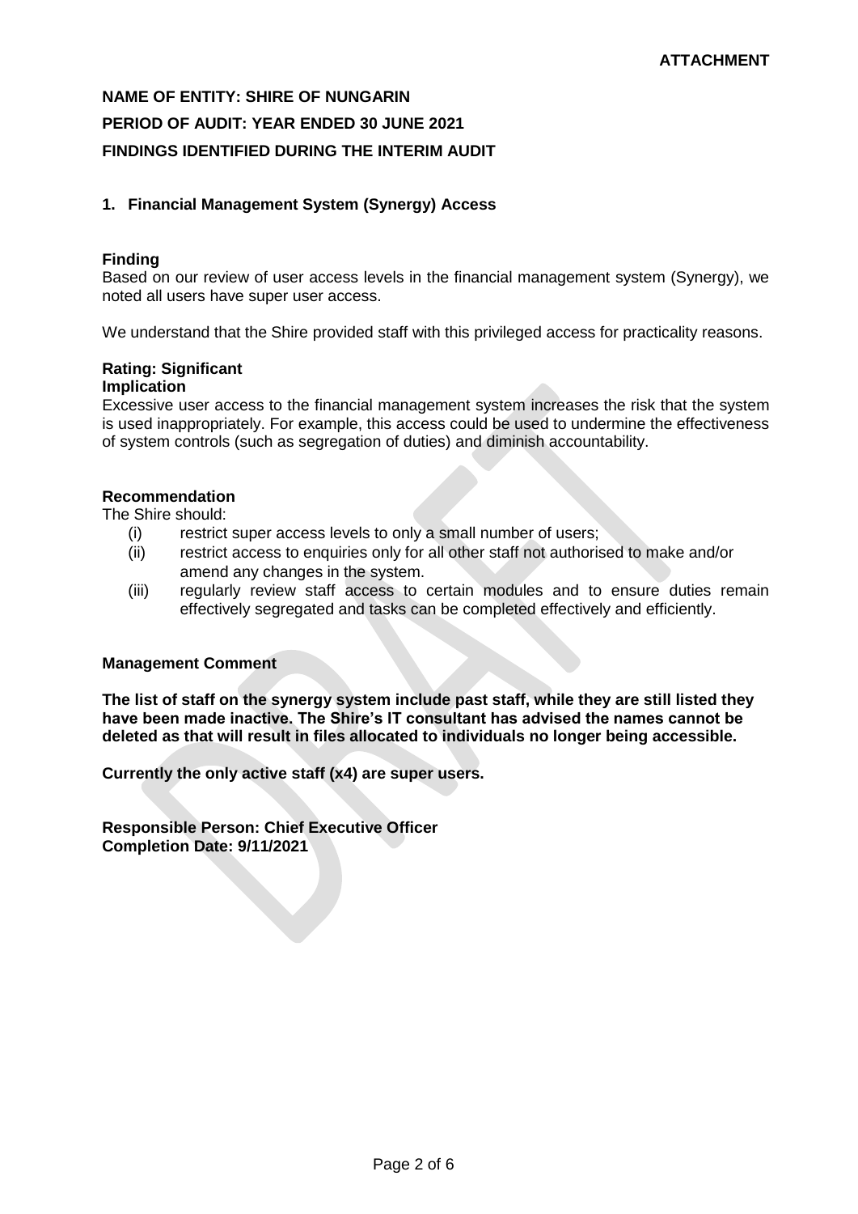**ATTACHMENT**

**NAME OF ENTITY: SHIRE OF NUNGARIN**

**PERIOD OF AUDIT: YEAR ENDED 30 JUNE 2021**

**FINDINGS IDENTIFIED DURING THE INTERIM AUDIT**

## 1. Financial Management System (Synergy) Access

**Finding**

Based on our review of user access levels in the financial management system (Synergy), we noted all users have super user access.

We understand that the Shire provided staff with this privileged access for practicality reasons.

**Rating: Significant**

**Implication**

Excessive user access to the financial management system increases the risk that the system is used inappropriately. For example, this access could be used to undermine the effectiveness of system controls (such as segregation of duties) and diminish accountability.

**Recommendation**

The Shire should:

(i) restrict super access levels to only a small number of users;

(ii) restrict access to enquiries only for all other staff not authorised to make and/or amend any changes in the system.

(iii) regularly review staff access to certain modules and to ensure duties remain effectively segregated and tasks can be completed effectively and efficiently.

**Management Comment**

**The list of staff on the synergy system include past staff, while they are still listed they have been made inactive. The Shire's IT consultant has advised the names cannot be deleted as that will result in files allocated to individuals no longer being accessible.**

**Currently the only active staff (x4) are super users.**

**Responsible Person: Chief Executive Officer**
**Completion Date: 9/11/2021**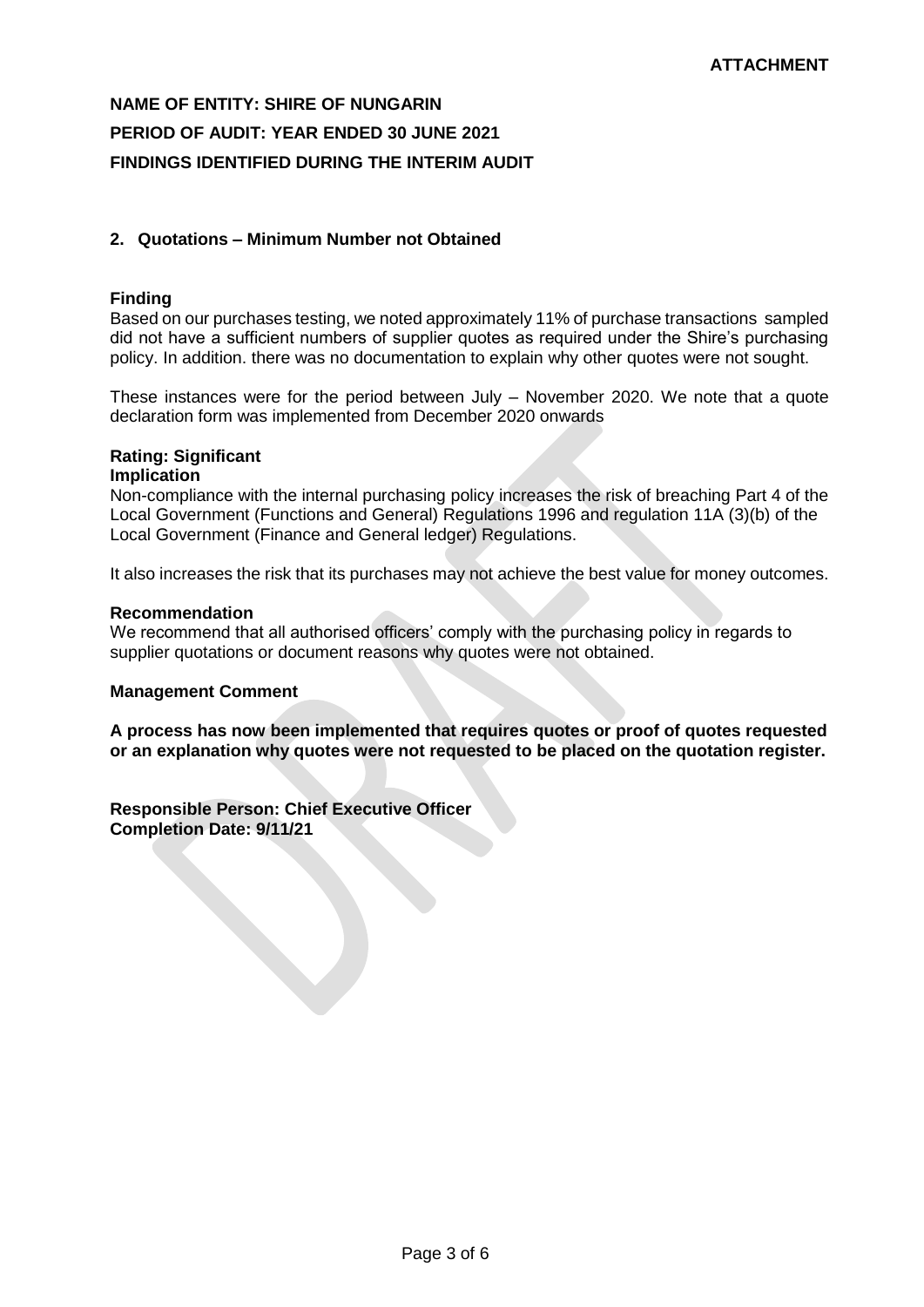**ATTACHMENT**

**NAME OF ENTITY: SHIRE OF NUNGARIN**

**PERIOD OF AUDIT: YEAR ENDED 30 JUNE 2021**

**FINDINGS IDENTIFIED DURING THE INTERIM AUDIT**

## 2. Quotations – Minimum Number not Obtained

**Finding**

Based on our purchases testing, we noted approximately 11% of purchase transactions sampled did not have a sufficient numbers of supplier quotes as required under the Shire's purchasing policy. In addition. there was no documentation to explain why other quotes were not sought.

These instances were for the period between July – November 2020. We note that a quote declaration form was implemented from December 2020 onwards

**Rating: Significant**

**Implication**

Non-compliance with the internal purchasing policy increases the risk of breaching Part 4 of the Local Government (Functions and General) Regulations 1996 and regulation 11A (3)(b) of the Local Government (Finance and General ledger) Regulations.

It also increases the risk that its purchases may not achieve the best value for money outcomes.

**Recommendation**

We recommend that all authorised officers' comply with the purchasing policy in regards to supplier quotations or document reasons why quotes were not obtained.

**Management Comment**

**A process has now been implemented that requires quotes or proof of quotes requested or an explanation why quotes were not requested to be placed on the quotation register.**

**Responsible Person: Chief Executive Officer**
**Completion Date: 9/11/21**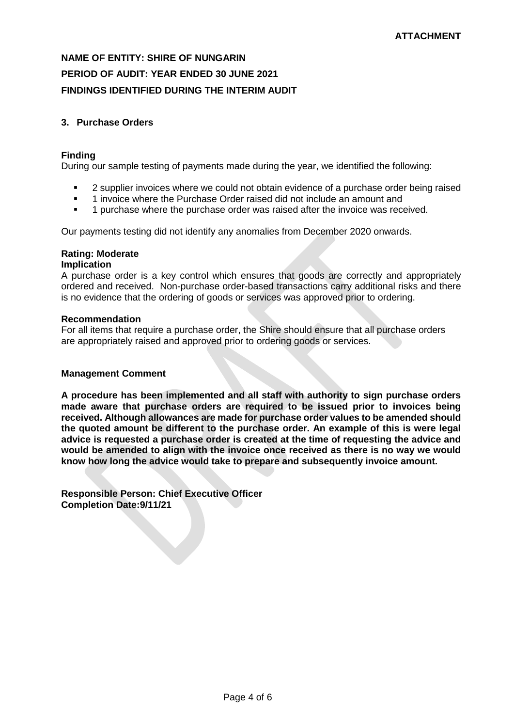**ATTACHMENT**

**NAME OF ENTITY: SHIRE OF NUNGARIN**

**PERIOD OF AUDIT: YEAR ENDED 30 JUNE 2021**

**FINDINGS IDENTIFIED DURING THE INTERIM AUDIT**

### 3. Purchase Orders

**Finding**

During our sample testing of payments made during the year, we identified the following:

- 2 supplier invoices where we could not obtain evidence of a purchase order being raised
- 1 invoice where the Purchase Order raised did not include an amount and
- 1 purchase where the purchase order was raised after the invoice was received.

Our payments testing did not identify any anomalies from December 2020 onwards.

**Rating: Moderate**

**Implication**

A purchase order is a key control which ensures that goods are correctly and appropriately ordered and received. Non-purchase order-based transactions carry additional risks and there is no evidence that the ordering of goods or services was approved prior to ordering.

**Recommendation**

For all items that require a purchase order, the Shire should ensure that all purchase orders are appropriately raised and approved prior to ordering goods or services.

**Management Comment**

**A procedure has been implemented and all staff with authority to sign purchase orders made aware that purchase orders are required to be issued prior to invoices being received. Although allowances are made for purchase order values to be amended should the quoted amount be different to the purchase order. An example of this is were legal advice is requested a purchase order is created at the time of requesting the advice and would be amended to align with the invoice once received as there is no way we would know how long the advice would take to prepare and subsequently invoice amount.**

**Responsible Person: Chief Executive Officer**
**Completion Date:9/11/21**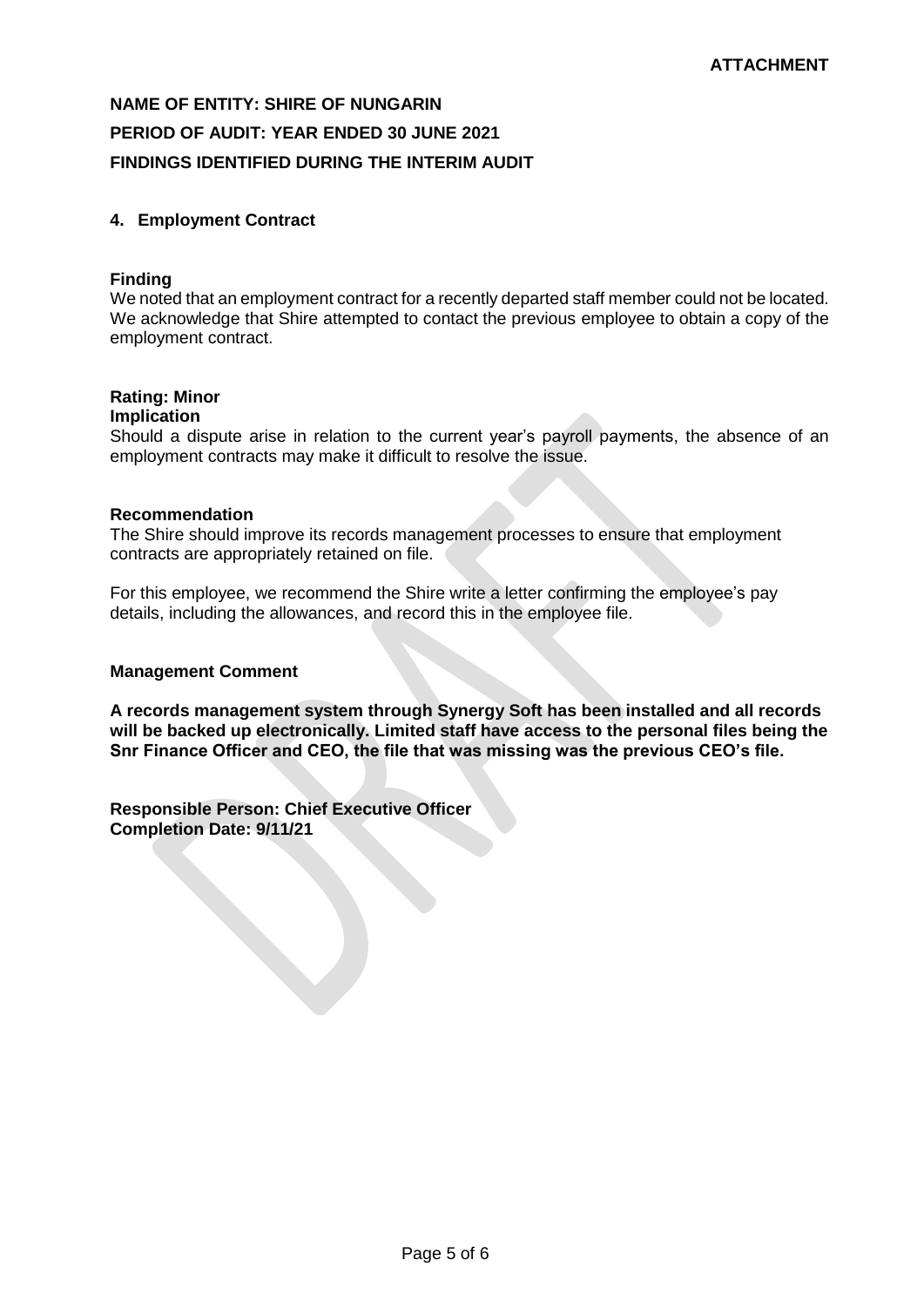**ATTACHMENT**

**NAME OF ENTITY: SHIRE OF NUNGARIN**

**PERIOD OF AUDIT: YEAR ENDED 30 JUNE 2021**

**FINDINGS IDENTIFIED DURING THE INTERIM AUDIT**

### 4. Employment Contract

**Finding**

We noted that an employment contract for a recently departed staff member could not be located. We acknowledge that Shire attempted to contact the previous employee to obtain a copy of the employment contract.

**Rating: Minor**

**Implication**

Should a dispute arise in relation to the current year's payroll payments, the absence of an employment contracts may make it difficult to resolve the issue.

**Recommendation**

The Shire should improve its records management processes to ensure that employment contracts are appropriately retained on file.

For this employee, we recommend the Shire write a letter confirming the employee's pay details, including the allowances, and record this in the employee file.

**Management Comment**

**A records management system through Synergy Soft has been installed and all records will be backed up electronically. Limited staff have access to the personal files being the Snr Finance Officer and CEO, the file that was missing was the previous CEO's file.**

**Responsible Person: Chief Executive Officer**
**Completion Date: 9/11/21**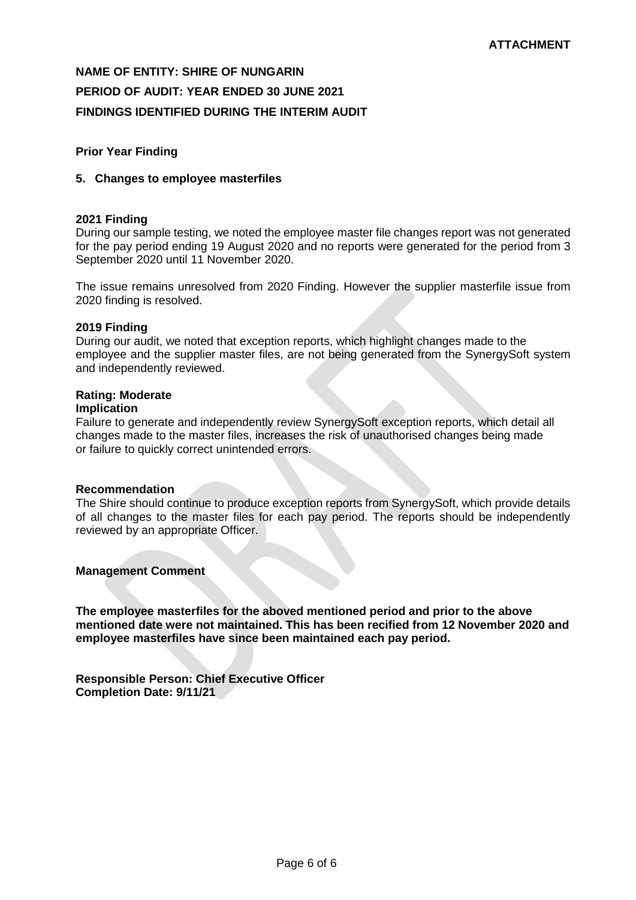**ATTACHMENT**

## NAME OF ENTITY: SHIRE OF NUNGARIN

## PERIOD OF AUDIT: YEAR ENDED 30 JUNE 2021

## FINDINGS IDENTIFIED DURING THE INTERIM AUDIT

### Prior Year Finding

### 5. Changes to employee masterfiles

**2021 Finding**

During our sample testing, we noted the employee master file changes report was not generated for the pay period ending 19 August 2020 and no reports were generated for the period from 3 September 2020 until 11 November 2020.

The issue remains unresolved from 2020 Finding. However the supplier masterfile issue from 2020 finding is resolved.

**2019 Finding**

During our audit, we noted that exception reports, which highlight changes made to the employee and the supplier master files, are not being generated from the SynergySoft system and independently reviewed.

**Rating: Moderate**

**Implication**

Failure to generate and independently review SynergySoft exception reports, which detail all changes made to the master files, increases the risk of unauthorised changes being made or failure to quickly correct unintended errors.

**Recommendation**

The Shire should continue to produce exception reports from SynergySoft, which provide details of all changes to the master files for each pay period. The reports should be independently reviewed by an appropriate Officer.

**Management Comment**

**The employee masterfiles for the aboved mentioned period and prior to the above mentioned date were not maintained. This has been recified from 12 November 2020 and employee masterfiles have since been maintained each pay period.**

**Responsible Person: Chief Executive Officer**
**Completion Date: 9/11/21**